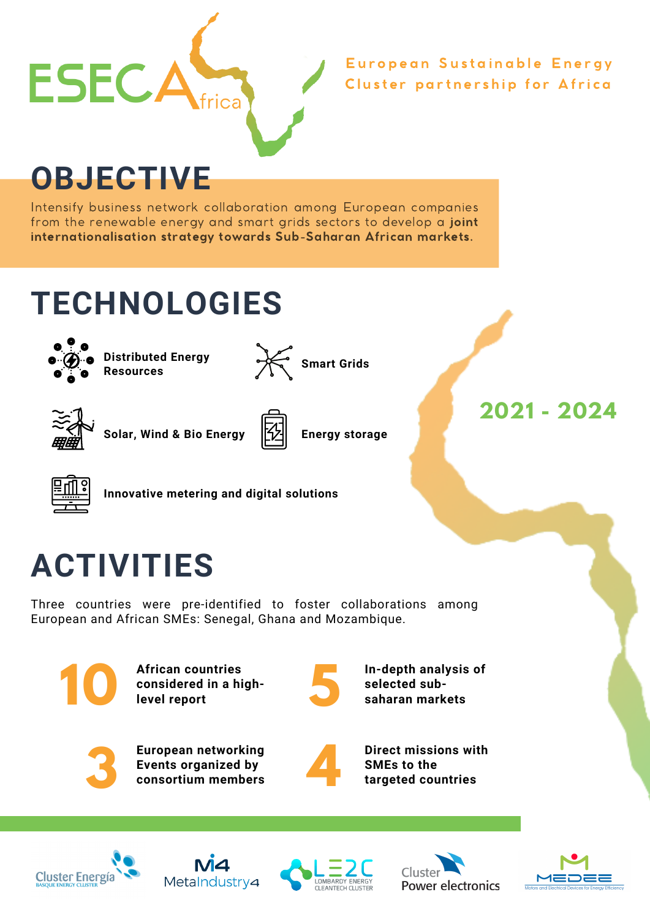# ESECAfrica

European Sustainable Energy Cluster partnership for Africa

## OBJECTIVE

Intensify business network collaboration among European companies from the renewable energy and smart grids sectors to develop a **joint internationalisation strategy towards Sub-Saharan African markets.**

## TECHNOLOGIES

- **Distributed Energy Resources**
- **Smart Grids**
- **Solar, Wind & Bio Energy**
- **Energy storage**
- **Innovative metering and digital solutions**

**2021 - 2024**

## ACTIVITIES

Three countries were pre-identified to foster collaborations among European and African SMEs: Senegal, Ghana and Mozambique.

- **10** — **African countries considered in a high-level report**
- **5** — **In-depth analysis of selected sub-saharan markets**
- **3** — **European networking Events organized by consortium members**
- **4** — **Direct missions with SMEs to the targeted countries**

Cluster Energía – Basque Energy Cluster | MetaIndustry4 | LE2C Lombardy Energy Cleantech Cluster | Cluster Power electronics | MEDEE – Motors and Electrical Devices for Energy Efficiency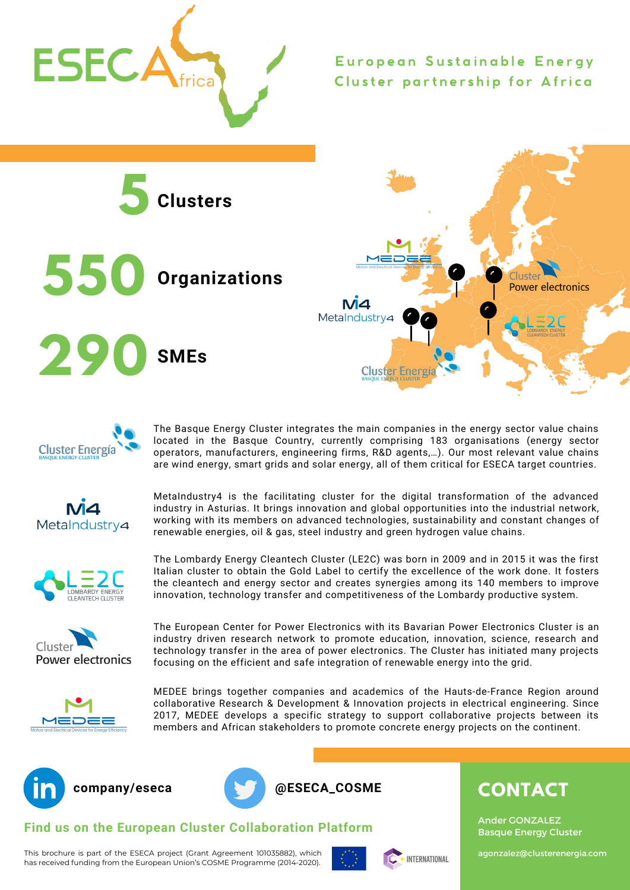# ESECAfrica

European Sustainable Energy Cluster partnership for Africa

**5** Clusters

**550** Organizations

**290** SMEs

The Basque Energy Cluster integrates the main companies in the energy sector value chains located in the Basque Country, currently comprising 183 organisations (energy sector operators, manufacturers, engineering firms, R&D agents,...). Our most relevant value chains are wind energy, smart grids and solar energy, all of them critical for ESECA target countries.

MetaIndustry4 is the facilitating cluster for the digital transformation of the advanced industry in Asturias. It brings innovation and global opportunities into the industrial network, working with its members on advanced technologies, sustainability and constant changes of renewable energies, oil & gas, steel industry and green hydrogen value chains.

The Lombardy Energy Cleantech Cluster (LE2C) was born in 2009 and in 2015 it was the first Italian cluster to obtain the Gold Label to certify the excellence of the work done. It fosters the cleantech and energy sector and creates synergies among its 140 members to improve innovation, technology transfer and competitiveness of the Lombardy productive system.

The European Center for Power Electronics with its Bavarian Power Electronics Cluster is an industry driven research network to promote education, innovation, science, research and technology transfer in the area of power electronics. The Cluster has initiated many projects focusing on the efficient and safe integration of renewable energy into the grid.

MEDEE brings together companies and academics of the Hauts-de-France Region around collaborative Research & Development & Innovation projects in electrical engineering. Since 2017, MEDEE develops a specific strategy to support collaborative projects between its members and African stakeholders to promote concrete energy projects on the continent.

**company/eseca**

**@ESECA_COSME**

**Find us on the European Cluster Collaboration Platform**

## CONTACT

Ander GONZALEZ
Basque Energy Cluster

agonzalez@clusterenergia.com

This brochure is part of the ESECA project (Grant Agreement 101035882), which has received funding from the European Union's COSME Programme (2014-2020).